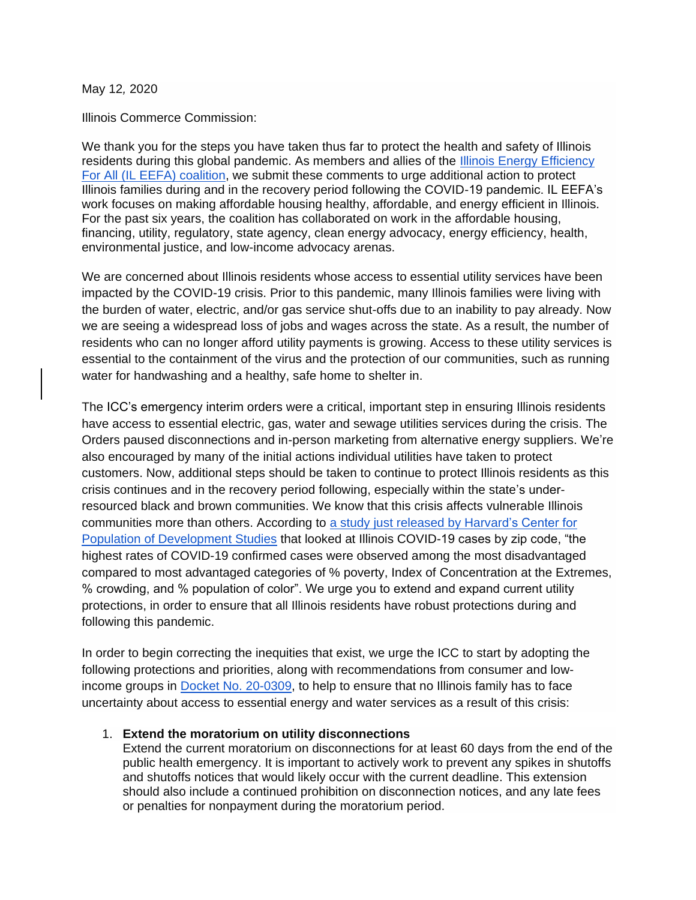May 12, 2020

Illinois Commerce Commission:

We thank you for the steps you have taken thus far to protect the health and safety of Illinois residents during this global pandemic. As members and allies of the [Illinois Energy Efficiency For All (IL EEFA) coalition](), we submit these comments to urge additional action to protect Illinois families during and in the recovery period following the COVID-19 pandemic. IL EEFA's work focuses on making affordable housing healthy, affordable, and energy efficient in Illinois. For the past six years, the coalition has collaborated on work in the affordable housing, financing, utility, regulatory, state agency, clean energy advocacy, energy efficiency, health, environmental justice, and low-income advocacy arenas.

We are concerned about Illinois residents whose access to essential utility services have been impacted by the COVID-19 crisis. Prior to this pandemic, many Illinois families were living with the burden of water, electric, and/or gas service shut-offs due to an inability to pay already. Now we are seeing a widespread loss of jobs and wages across the state. As a result, the number of residents who can no longer afford utility payments is growing. Access to these utility services is essential to the containment of the virus and the protection of our communities, such as running water for handwashing and a healthy, safe home to shelter in.

The ICC's emergency interim orders were a critical, important step in ensuring Illinois residents have access to essential electric, gas, water and sewage utilities services during the crisis. The Orders paused disconnections and in-person marketing from alternative energy suppliers. We're also encouraged by many of the initial actions individual utilities have taken to protect customers. Now, additional steps should be taken to continue to protect Illinois residents as this crisis continues and in the recovery period following, especially within the state's under-resourced black and brown communities. We know that this crisis affects vulnerable Illinois communities more than others. According to [a study just released by Harvard's Center for Population of Development Studies]() that looked at Illinois COVID-19 cases by zip code, "the highest rates of COVID-19 confirmed cases were observed among the most disadvantaged compared to most advantaged categories of % poverty, Index of Concentration at the Extremes, % crowding, and % population of color". We urge you to extend and expand current utility protections, in order to ensure that all Illinois residents have robust protections during and following this pandemic.

In order to begin correcting the inequities that exist, we urge the ICC to start by adopting the following protections and priorities, along with recommendations from consumer and low-income groups in [Docket No. 20-0309](), to help to ensure that no Illinois family has to face uncertainty about access to essential energy and water services as a result of this crisis:

1. **Extend the moratorium on utility disconnections**
   Extend the current moratorium on disconnections for at least 60 days from the end of the public health emergency. It is important to actively work to prevent any spikes in shutoffs and shutoffs notices that would likely occur with the current deadline. This extension should also include a continued prohibition on disconnection notices, and any late fees or penalties for nonpayment during the moratorium period.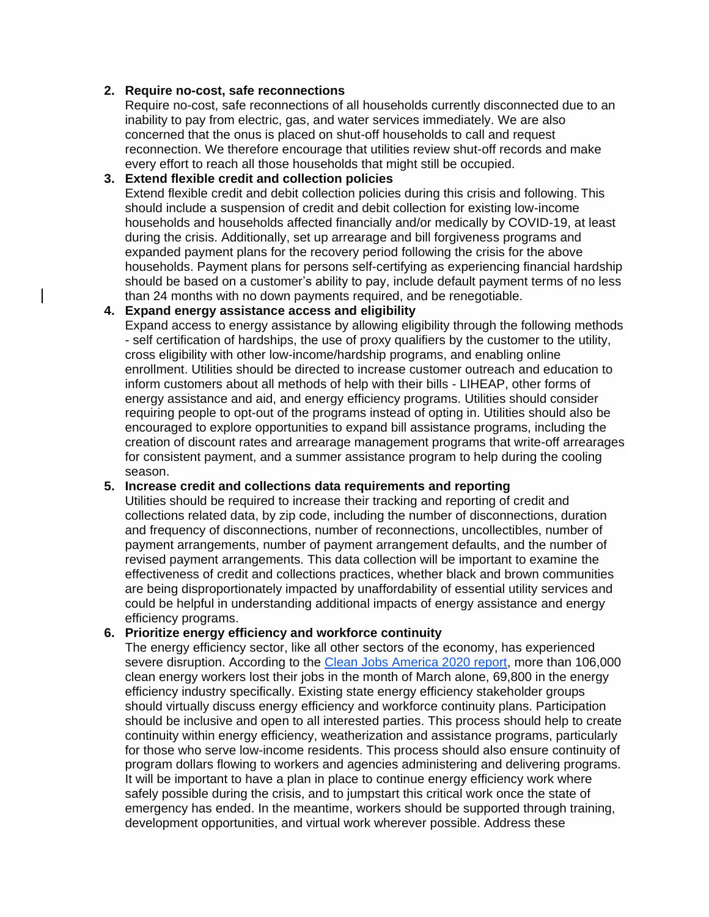2. **Require no-cost, safe reconnections**
   Require no-cost, safe reconnections of all households currently disconnected due to an inability to pay from electric, gas, and water services immediately. We are also concerned that the onus is placed on shut-off households to call and request reconnection. We therefore encourage that utilities review shut-off records and make every effort to reach all those households that might still be occupied.
3. **Extend flexible credit and collection policies**
   Extend flexible credit and debit collection policies during this crisis and following. This should include a suspension of credit and debit collection for existing low-income households and households affected financially and/or medically by COVID-19, at least during the crisis. Additionally, set up arrearage and bill forgiveness programs and expanded payment plans for the recovery period following the crisis for the above households. Payment plans for persons self-certifying as experiencing financial hardship should be based on a customer's ability to pay, include default payment terms of no less than 24 months with no down payments required, and be renegotiable.
4. **Expand energy assistance access and eligibility**
   Expand access to energy assistance by allowing eligibility through the following methods - self certification of hardships, the use of proxy qualifiers by the customer to the utility, cross eligibility with other low-income/hardship programs, and enabling online enrollment. Utilities should be directed to increase customer outreach and education to inform customers about all methods of help with their bills - LIHEAP, other forms of energy assistance and aid, and energy efficiency programs. Utilities should consider requiring people to opt-out of the programs instead of opting in. Utilities should also be encouraged to explore opportunities to expand bill assistance programs, including the creation of discount rates and arrearage management programs that write-off arrearages for consistent payment, and a summer assistance program to help during the cooling season.
5. **Increase credit and collections data requirements and reporting**
   Utilities should be required to increase their tracking and reporting of credit and collections related data, by zip code, including the number of disconnections, duration and frequency of disconnections, number of reconnections, uncollectibles, number of payment arrangements, number of payment arrangement defaults, and the number of revised payment arrangements. This data collection will be important to examine the effectiveness of credit and collections practices, whether black and brown communities are being disproportionately impacted by unaffordability of essential utility services and could be helpful in understanding additional impacts of energy assistance and energy efficiency programs.
6. **Prioritize energy efficiency and workforce continuity**
   The energy efficiency sector, like all other sectors of the economy, has experienced severe disruption. According to the [Clean Jobs America 2020 report](), more than 106,000 clean energy workers lost their jobs in the month of March alone, 69,800 in the energy efficiency industry specifically. Existing state energy efficiency stakeholder groups should virtually discuss energy efficiency and workforce continuity plans. Participation should be inclusive and open to all interested parties. This process should help to create continuity within energy efficiency, weatherization and assistance programs, particularly for those who serve low-income residents. This process should also ensure continuity of program dollars flowing to workers and agencies administering and delivering programs. It will be important to have a plan in place to continue energy efficiency work where safely possible during the crisis, and to jumpstart this critical work once the state of emergency has ended. In the meantime, workers should be supported through training, development opportunities, and virtual work wherever possible. Address these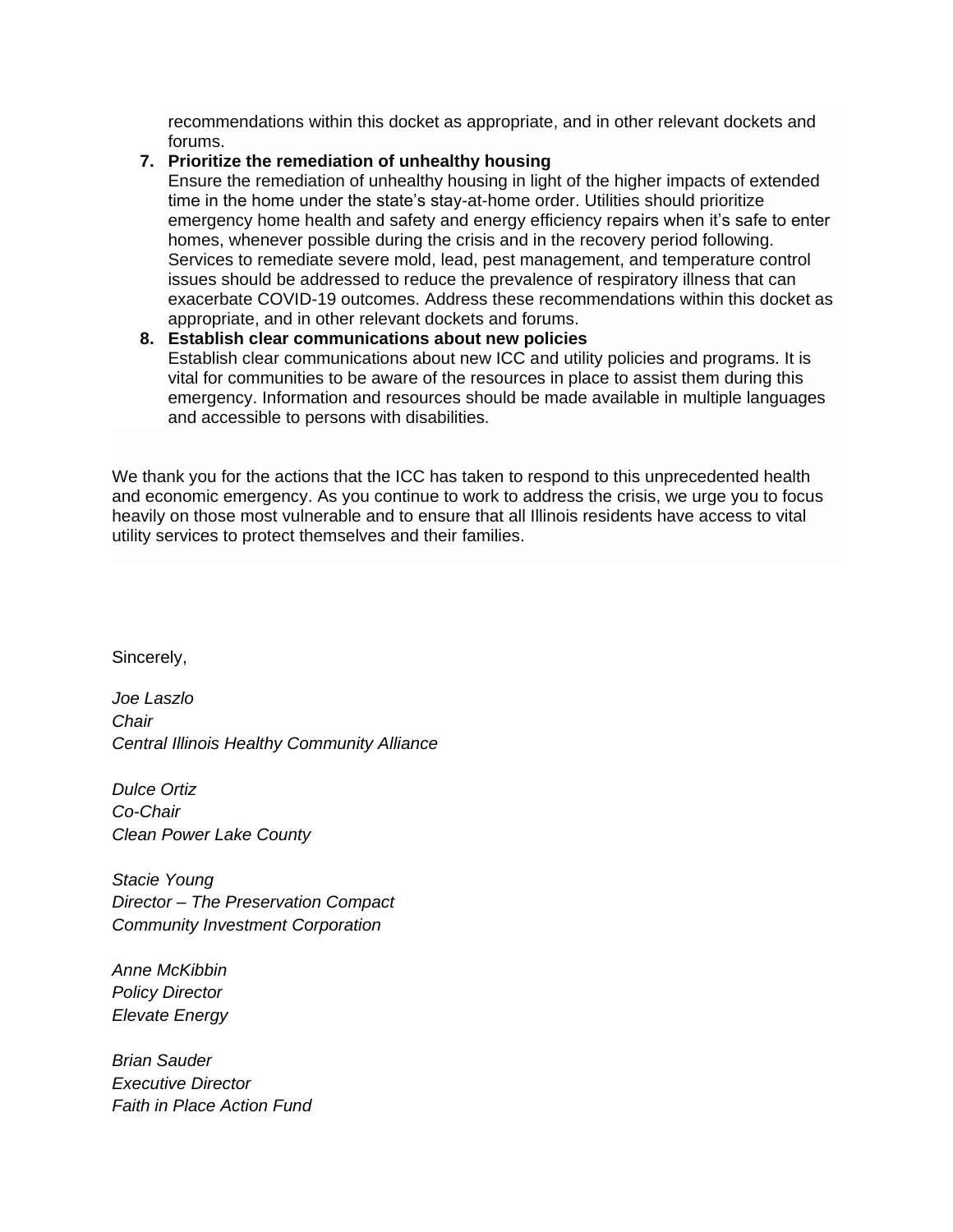recommendations within this docket as appropriate, and in other relevant dockets and forums.

7. **Prioritize the remediation of unhealthy housing**
   Ensure the remediation of unhealthy housing in light of the higher impacts of extended time in the home under the state's stay-at-home order. Utilities should prioritize emergency home health and safety and energy efficiency repairs when it's safe to enter homes, whenever possible during the crisis and in the recovery period following. Services to remediate severe mold, lead, pest management, and temperature control issues should be addressed to reduce the prevalence of respiratory illness that can exacerbate COVID-19 outcomes. Address these recommendations within this docket as appropriate, and in other relevant dockets and forums.
8. **Establish clear communications about new policies**
   Establish clear communications about new ICC and utility policies and programs. It is vital for communities to be aware of the resources in place to assist them during this emergency. Information and resources should be made available in multiple languages and accessible to persons with disabilities.

We thank you for the actions that the ICC has taken to respond to this unprecedented health and economic emergency. As you continue to work to address the crisis, we urge you to focus heavily on those most vulnerable and to ensure that all Illinois residents have access to vital utility services to protect themselves and their families.

Sincerely,

*Joe Laszlo*
*Chair*
*Central Illinois Healthy Community Alliance*

*Dulce Ortiz*
*Co-Chair*
*Clean Power Lake County*

*Stacie Young*
*Director – The Preservation Compact*
*Community Investment Corporation*

*Anne McKibbin*
*Policy Director*
*Elevate Energy*

*Brian Sauder*
*Executive Director*
*Faith in Place Action Fund*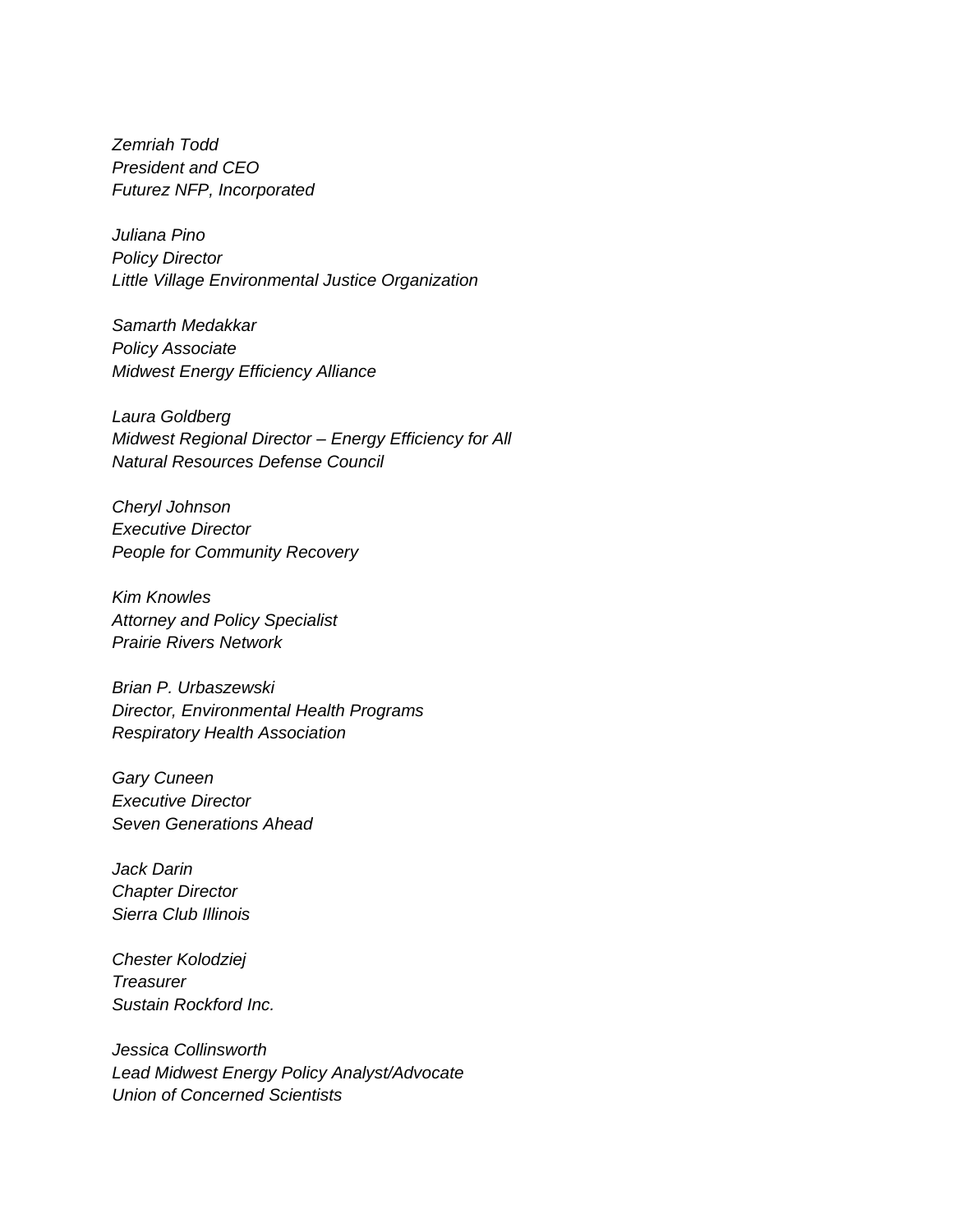*Zemriah Todd*
*President and CEO*
*Futurez NFP, Incorporated*

*Juliana Pino*
*Policy Director*
*Little Village Environmental Justice Organization*

*Samarth Medakkar*
*Policy Associate*
*Midwest Energy Efficiency Alliance*

*Laura Goldberg*
*Midwest Regional Director – Energy Efficiency for All*
*Natural Resources Defense Council*

*Cheryl Johnson*
*Executive Director*
*People for Community Recovery*

*Kim Knowles*
*Attorney and Policy Specialist*
*Prairie Rivers Network*

*Brian P. Urbaszewski*
*Director, Environmental Health Programs*
*Respiratory Health Association*

*Gary Cuneen*
*Executive Director*
*Seven Generations Ahead*

*Jack Darin*
*Chapter Director*
*Sierra Club Illinois*

*Chester Kolodziej*
*Treasurer*
*Sustain Rockford Inc.*

*Jessica Collinsworth*
*Lead Midwest Energy Policy Analyst/Advocate*
*Union of Concerned Scientists*